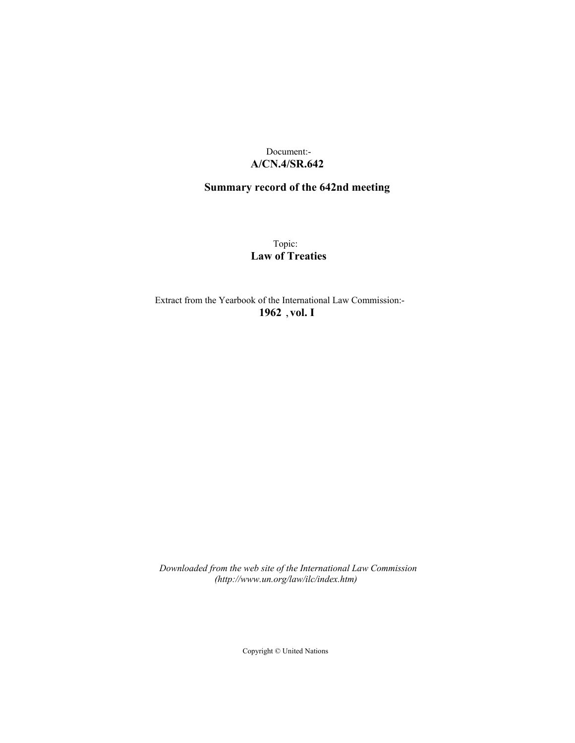Document:-
**A/CN.4/SR.642**

## Summary record of the 642nd meeting

Topic:
**Law of Treaties**

Extract from the Yearbook of the International Law Commission:-
**1962 , vol. I**

*Downloaded from the web site of the International Law Commission*
*(http://www.un.org/law/ilc/index.htm)*

Copyright © United Nations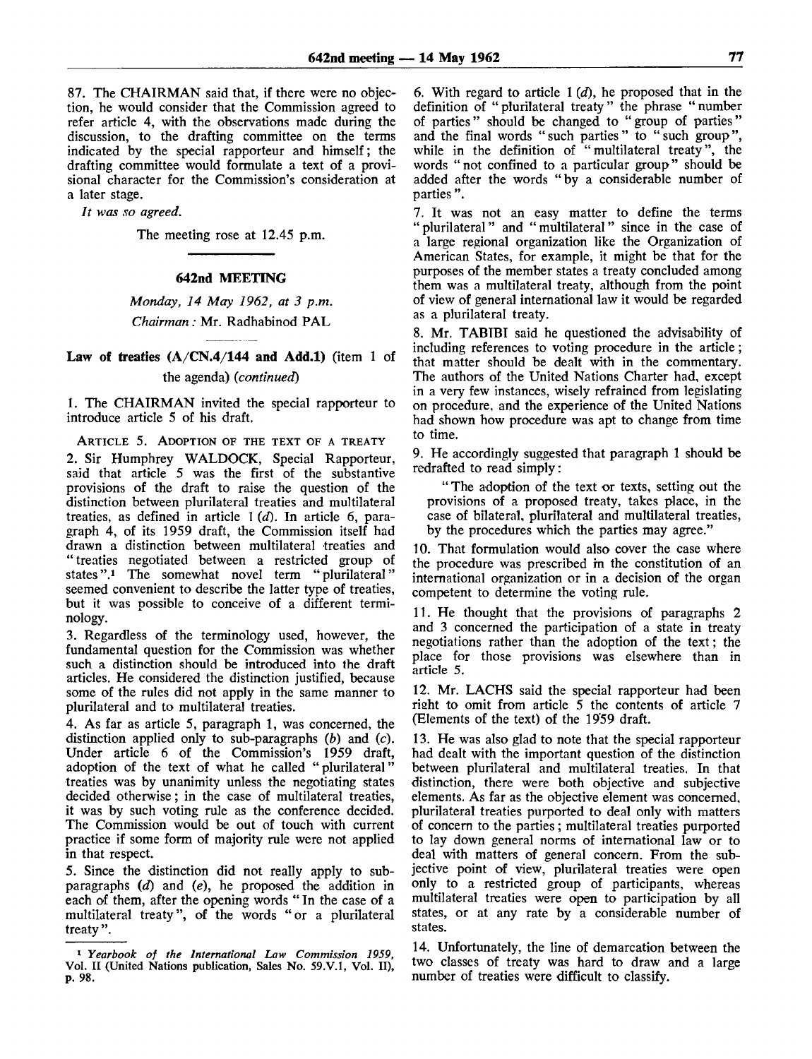87. The CHAIRMAN said that, if there were no objection, he would consider that the Commission agreed to refer article 4, with the observations made during the discussion, to the drafting committee on the terms indicated by the special rapporteur and himself; the drafting committee would formulate a text of a provisional character for the Commission's consideration at a later stage.

*It was so agreed.*

The meeting rose at 12.45 p.m.

## 642nd MEETING

*Monday, 14 May 1962, at 3 p.m.*

*Chairman:* Mr. Radhabinod PAL

### Law of treaties (A/CN.4/144 and Add.1) (item 1 of the agenda) *(continued)*

1. The CHAIRMAN invited the special rapporteur to introduce article 5 of his draft.

ARTICLE 5. ADOPTION OF THE TEXT OF A TREATY

2. Sir Humphrey WALDOCK, Special Rapporteur, said that article 5 was the first of the substantive provisions of the draft to raise the question of the distinction between plurilateral treaties and multilateral treaties, as defined in article 1 (*d*). In article 6, paragraph 4, of its 1959 draft, the Commission itself had drawn a distinction between multilateral treaties and "treaties negotiated between a restricted group of states".[1] The somewhat novel term "plurilateral" seemed convenient to describe the latter type of treaties, but it was possible to conceive of a different terminology.

3. Regardless of the terminology used, however, the fundamental question for the Commission was whether such a distinction should be introduced into the draft articles. He considered the distinction justified, because some of the rules did not apply in the same manner to plurilateral and to multilateral treaties.

4. As far as article 5, paragraph 1, was concerned, the distinction applied only to sub-paragraphs (*b*) and (*c*). Under article 6 of the Commission's 1959 draft, adoption of the text of what he called "plurilateral" treaties was by unanimity unless the negotiating states decided otherwise; in the case of multilateral treaties, it was by such voting rule as the conference decided. The Commission would be out of touch with current practice if some form of majority rule were not applied in that respect.

5. Since the distinction did not really apply to sub-paragraphs (*d*) and (*e*), he proposed the addition in each of them, after the opening words "In the case of a multilateral treaty", of the words "or a plurilateral treaty".

6. With regard to article 1 (*d*), he proposed that in the definition of "plurilateral treaty" the phrase "number of parties" should be changed to "group of parties" and the final words "such parties" to "such group", while in the definition of "multilateral treaty", the words "not confined to a particular group" should be added after the words "by a considerable number of parties".

7. It was not an easy matter to define the terms "plurilateral" and "multilateral" since in the case of a large regional organization like the Organization of American States, for example, it might be that for the purposes of the member states a treaty concluded among them was a multilateral treaty, although from the point of view of general international law it would be regarded as a plurilateral treaty.

8. Mr. TABIBI said he questioned the advisability of including references to voting procedure in the article; that matter should be dealt with in the commentary. The authors of the United Nations Charter had, except in a very few instances, wisely refrained from legislating on procedure, and the experience of the United Nations had shown how procedure was apt to change from time to time.

9. He accordingly suggested that paragraph 1 should be redrafted to read simply:

> "The adoption of the text or texts, setting out the provisions of a proposed treaty, takes place, in the case of bilateral, plurilateral and multilateral treaties, by the procedures which the parties may agree."

10. That formulation would also cover the case where the procedure was prescribed in the constitution of an international organization or in a decision of the organ competent to determine the voting rule.

11. He thought that the provisions of paragraphs 2 and 3 concerned the participation of a state in treaty negotiations rather than the adoption of the text; the place for those provisions was elsewhere than in article 5.

12. Mr. LACHS said the special rapporteur had been right to omit from article 5 the contents of article 7 (Elements of the text) of the 1959 draft.

13. He was also glad to note that the special rapporteur had dealt with the important question of the distinction between plurilateral and multilateral treaties. In that distinction, there were both objective and subjective elements. As far as the objective element was concerned, plurilateral treaties purported to deal only with matters of concern to the parties; multilateral treaties purported to lay down general norms of international law or to deal with matters of general concern. From the subjective point of view, plurilateral treaties were open only to a restricted group of participants, whereas multilateral treaties were open to participation by all states, or at any rate by a considerable number of states.

14. Unfortunately, the line of demarcation between the two classes of treaty was hard to draw and a large number of treaties were difficult to classify.

---

[1] *Yearbook of the International Law Commission 1959*, Vol. II (United Nations publication, Sales No. 59.V.1, Vol. II), p. 98.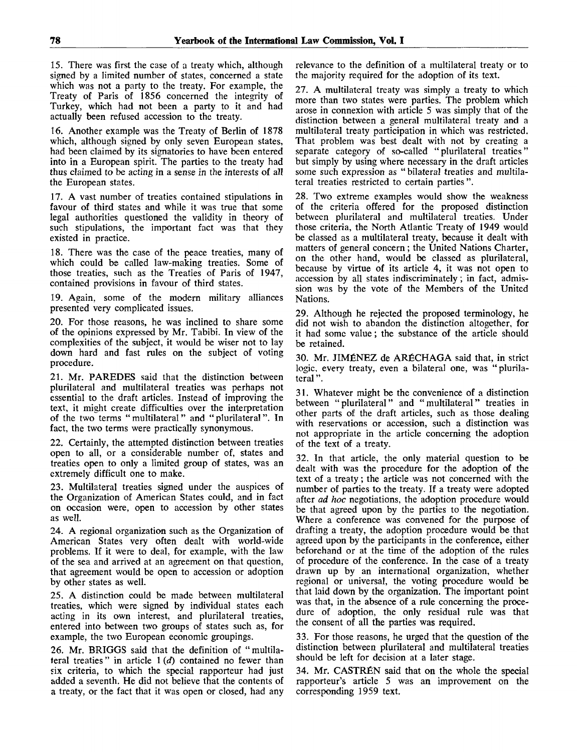15. There was first the case of a treaty which, although signed by a limited number of states, concerned a state which was not a party to the treaty. For example, the Treaty of Paris of 1856 concerned the integrity of Turkey, which had not been a party to it and had actually been refused accession to the treaty.

16. Another example was the Treaty of Berlin of 1878 which, although signed by only seven European states, had been claimed by its signatories to have been entered into in a European spirit. The parties to the treaty had thus claimed to be acting in a sense in the interests of all the European states.

17. A vast number of treaties contained stipulations in favour of third states and while it was true that some legal authorities questioned the validity in theory of such stipulations, the important fact was that they existed in practice.

18. There was the case of the peace treaties, many of which could be called law-making treaties. Some of those treaties, such as the Treaties of Paris of 1947, contained provisions in favour of third states.

19. Again, some of the modern military alliances presented very complicated issues.

20. For those reasons, he was inclined to share some of the opinions expressed by Mr. Tabibi. In view of the complexities of the subject, it would be wiser not to lay down hard and fast rules on the subject of voting procedure.

21. Mr. PAREDES said that the distinction between plurilateral and multilateral treaties was perhaps not essential to the draft articles. Instead of improving the text, it might create difficulties over the interpretation of the two terms "multilateral" and "plurilateral". In fact, the two terms were practically synonymous.

22. Certainly, the attempted distinction between treaties open to all, or a considerable number of, states and treaties open to only a limited group of states, was an extremely difficult one to make.

23. Multilateral treaties signed under the auspices of the Organization of American States could, and in fact on occasion were, open to accession by other states as well.

24. A regional organization such as the Organization of American States very often dealt with world-wide problems. If it were to deal, for example, with the law of the sea and arrived at an agreement on that question, that agreement would be open to accession or adoption by other states as well.

25. A distinction could be made between multilateral treaties, which were signed by individual states each acting in its own interest, and plurilateral treaties, entered into between two groups of states such as, for example, the two European economic groupings.

26. Mr. BRIGGS said that the definition of "multilateral treaties" in article 1 (*d*) contained no fewer than six criteria, to which the special rapporteur had just added a seventh. He did not believe that the contents of a treaty, or the fact that it was open or closed, had any relevance to the definition of a multilateral treaty or to the majority required for the adoption of its text.

27. A multilateral treaty was simply a treaty to which more than two states were parties. The problem which arose in connexion with article 5 was simply that of the distinction between a general multilateral treaty and a multilateral treaty participation in which was restricted. That problem was best dealt with not by creating a separate category of so-called "plurilateral treaties" but simply by using where necessary in the draft articles some such expression as "bilateral treaties and multilateral treaties restricted to certain parties".

28. Two extreme examples would show the weakness of the criteria offered for the proposed distinction between plurilateral and multilateral treaties. Under those criteria, the North Atlantic Treaty of 1949 would be classed as a multilateral treaty, because it dealt with matters of general concern; the United Nations Charter, on the other hand, would be classed as plurilateral, because by virtue of its article 4, it was not open to accession by all states indiscriminately; in fact, admission was by the vote of the Members of the United Nations.

29. Although he rejected the proposed terminology, he did not wish to abandon the distinction altogether, for it had some value; the substance of the article should be retained.

30. Mr. JIMÉNEZ de ARÉCHAGA said that, in strict logic, every treaty, even a bilateral one, was "plurilateral".

31. Whatever might be the convenience of a distinction between "plurilateral" and "multilateral" treaties in other parts of the draft articles, such as those dealing with reservations or accession, such a distinction was not appropriate in the article concerning the adoption of the text of a treaty.

32. In that article, the only material question to be dealt with was the procedure for the adoption of the text of a treaty; the article was not concerned with the number of parties to the treaty. If a treaty were adopted after *ad hoc* negotiations, the adoption procedure would be that agreed upon by the parties to the negotiation. Where a conference was convened for the purpose of drafting a treaty, the adoption procedure would be that agreed upon by the participants in the conference, either beforehand or at the time of the adoption of the rules of procedure of the conference. In the case of a treaty drawn up by an international organization, whether regional or universal, the voting procedure would be that laid down by the organization. The important point was that, in the absence of a rule concerning the procedure of adoption, the only residual rule was that the consent of all the parties was required.

33. For those reasons, he urged that the question of the distinction between plurilateral and multilateral treaties should be left for decision at a later stage.

34. Mr. CASTRÉN said that on the whole the special rapporteur's article 5 was an improvement on the corresponding 1959 text.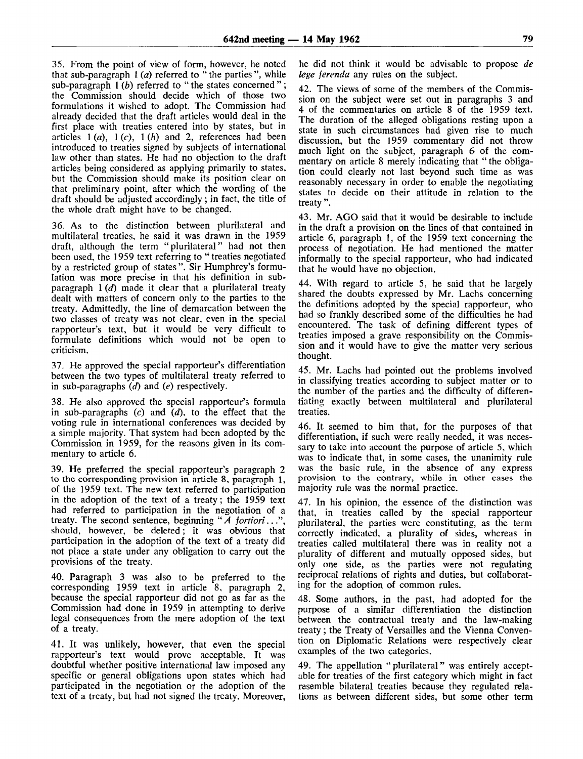35. From the point of view of form, however, he noted that sub-paragraph 1 (*a*) referred to " the parties ", while sub-paragraph 1 (*b*) referred to " the states concerned " ; the Commission should decide which of those two formulations it wished to adopt. The Commission had already decided that the draft articles would deal in the first place with treaties entered into by states, but in articles 1 (*a*), 1 (*c*), 1 (*h*) and 2, references had been introduced to treaties signed by subjects of international law other than states. He had no objection to the draft articles being considered as applying primarily to states, but the Commission should make its position clear on that preliminary point, after which the wording of the draft should be adjusted accordingly ; in fact, the title of the whole draft might have to be changed.

36. As to the distinction between plurilateral and multilateral treaties, he said it was drawn in the 1959 draft, although the term " plurilateral " had not then been used, the 1959 text referring to " treaties negotiated by a restricted group of states ". Sir Humphrey's formulation was more precise in that his definition in sub-paragraph 1 (*d*) made it clear that a plurilateral treaty dealt with matters of concern only to the parties to the treaty. Admittedly, the line of demarcation between the two classes of treaty was not clear, even in the special rapporteur's text, but it would be very difficult to formulate definitions which would not be open to criticism.

37. He approved the special rapporteur's differentiation between the two types of multilateral treaty referred to in sub-paragraphs (*d*) and (*e*) respectively.

38. He also approved the special rapporteur's formula in sub-paragraphs (*c*) and (*d*), to the effect that the voting rule in international conferences was decided by a simple majority. That system had been adopted by the Commission in 1959, for the reasons given in its commentary to article 6.

39. He preferred the special rapporteur's paragraph 2 to the corresponding provision in article 8, paragraph 1, of the 1959 text. The new text referred to participation in the adoption of the text of a treaty ; the 1959 text had referred to participation in the negotiation of a treaty. The second sentence, beginning " *A fortiori* ... ", should, however, be deleted ; it was obvious that participation in the adoption of the text of a treaty did not place a state under any obligation to carry out the provisions of the treaty.

40. Paragraph 3 was also to be preferred to the corresponding 1959 text in article 8, paragraph 2, because the special rapporteur did not go as far as the Commission had done in 1959 in attempting to derive legal consequences from the mere adoption of the text of a treaty.

41. It was unlikely, however, that even the special rapporteur's text would prove acceptable. It was doubtful whether positive international law imposed any specific or general obligations upon states which had participated in the negotiation or the adoption of the text of a treaty, but had not signed the treaty. Moreover, he did not think it would be advisable to propose *de lege ferenda* any rules on the subject.

42. The views of some of the members of the Commission on the subject were set out in paragraphs 3 and 4 of the commentaries on article 8 of the 1959 text. The duration of the alleged obligations resting upon a state in such circumstances had given rise to much discussion, but the 1959 commentary did not throw much light on the subject, paragraph 6 of the commentary on article 8 merely indicating that " the obligation could clearly not last beyond such time as was reasonably necessary in order to enable the negotiating states to decide on their attitude in relation to the treaty ".

43. Mr. AGO said that it would be desirable to include in the draft a provision on the lines of that contained in article 6, paragraph 1, of the 1959 text concerning the process of negotiation. He had mentioned the matter informally to the special rapporteur, who had indicated that he would have no objection.

44. With regard to article 5, he said that he largely shared the doubts expressed by Mr. Lachs concerning the definitions adopted by the special rapporteur, who had so frankly described some of the difficulties he had encountered. The task of defining different types of treaties imposed a grave responsibility on the Commission and it would have to give the matter very serious thought.

45. Mr. Lachs had pointed out the problems involved in classifying treaties according to subject matter or to the number of the parties and the difficulty of differentiating exactly between multilateral and plurilateral treaties.

46. It seemed to him that, for the purposes of that differentiation, if such were really needed, it was necessary to take into account the purpose of article 5, which was to indicate that, in some cases, the unanimity rule was the basic rule, in the absence of any express provision to the contrary, while in other cases the majority rule was the normal practice.

47. In his opinion, the essence of the distinction was that, in treaties called by the special rapporteur plurilateral, the parties were constituting, as the term correctly indicated, a plurality of sides, whereas in treaties called multilateral there was in reality not a plurality of different and mutually opposed sides, but only one side, as the parties were not regulating reciprocal relations of rights and duties, but collaborating for the adoption of common rules.

48. Some authors, in the past, had adopted for the purpose of a similar differentiation the distinction between the contractual treaty and the law-making treaty ; the Treaty of Versailles and the Vienna Convention on Diplomatic Relations were respectively clear examples of the two categories.

49. The appellation " plurilateral " was entirely acceptable for treaties of the first category which might in fact resemble bilateral treaties because they regulated relations as between different sides, but some other term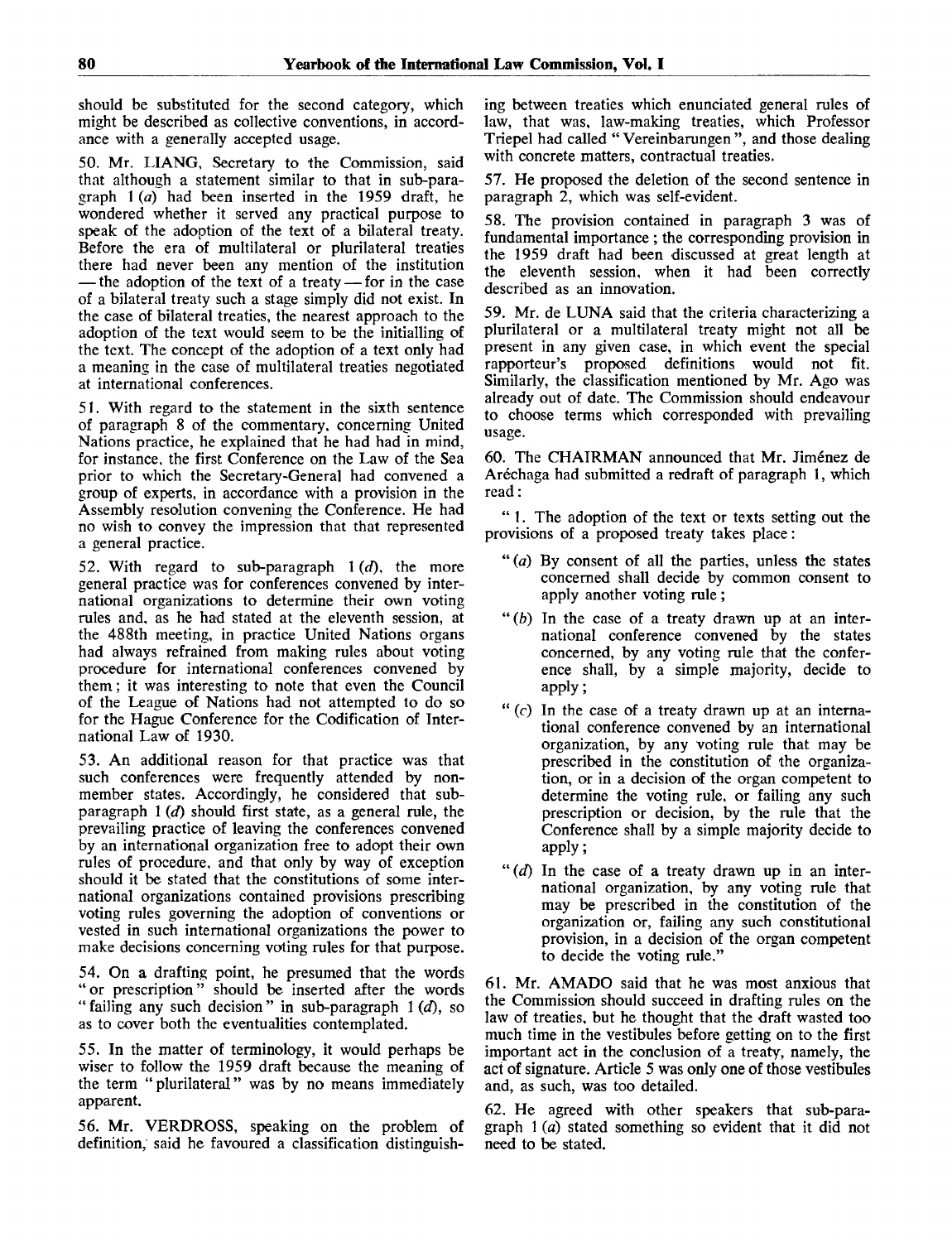should be substituted for the second category, which might be described as collective conventions, in accordance with a generally accepted usage.

50. Mr. LIANG, Secretary to the Commission, said that although a statement similar to that in sub-paragraph 1 (*a*) had been inserted in the 1959 draft, he wondered whether it served any practical purpose to speak of the adoption of the text of a bilateral treaty. Before the era of multilateral or plurilateral treaties there had never been any mention of the institution — the adoption of the text of a treaty — for in the case of a bilateral treaty such a stage simply did not exist. In the case of bilateral treaties, the nearest approach to the adoption of the text would seem to be the initialling of the text. The concept of the adoption of a text only had a meaning in the case of multilateral treaties negotiated at international conferences.

51. With regard to the statement in the sixth sentence of paragraph 8 of the commentary, concerning United Nations practice, he explained that he had had in mind, for instance, the first Conference on the Law of the Sea prior to which the Secretary-General had convened a group of experts, in accordance with a provision in the Assembly resolution convening the Conference. He had no wish to convey the impression that that represented a general practice.

52. With regard to sub-paragraph 1 (*d*), the more general practice was for conferences convened by international organizations to determine their own voting rules and, as he had stated at the eleventh session, at the 488th meeting, in practice United Nations organs had always refrained from making rules about voting procedure for international conferences convened by them; it was interesting to note that even the Council of the League of Nations had not attempted to do so for the Hague Conference for the Codification of International Law of 1930.

53. An additional reason for that practice was that such conferences were frequently attended by non-member states. Accordingly, he considered that sub-paragraph 1 (*d*) should first state, as a general rule, the prevailing practice of leaving the conferences convened by an international organization free to adopt their own rules of procedure, and that only by way of exception should it be stated that the constitutions of some international organizations contained provisions prescribing voting rules governing the adoption of conventions or vested in such international organizations the power to make decisions concerning voting rules for that purpose.

54. On a drafting point, he presumed that the words "or prescription" should be inserted after the words "failing any such decision" in sub-paragraph 1 (*d*), so as to cover both the eventualities contemplated.

55. In the matter of terminology, it would perhaps be wiser to follow the 1959 draft because the meaning of the term "plurilateral" was by no means immediately apparent.

56. Mr. VERDROSS, speaking on the problem of definition, said he favoured a classification distinguishing between treaties which enunciated general rules of law, that was, law-making treaties, which Professor Triepel had called "Vereinbarungen", and those dealing with concrete matters, contractual treaties.

57. He proposed the deletion of the second sentence in paragraph 2, which was self-evident.

58. The provision contained in paragraph 3 was of fundamental importance; the corresponding provision in the 1959 draft had been discussed at great length at the eleventh session, when it had been correctly described as an innovation.

59. Mr. de LUNA said that the criteria characterizing a plurilateral or a multilateral treaty might not all be present in any given case, in which event the special rapporteur's proposed definitions would not fit. Similarly, the classification mentioned by Mr. Ago was already out of date. The Commission should endeavour to choose terms which corresponded with prevailing usage.

60. The CHAIRMAN announced that Mr. Jiménez de Aréchaga had submitted a redraft of paragraph 1, which read:

"1. The adoption of the text or texts setting out the provisions of a proposed treaty takes place:

"(*a*) By consent of all the parties, unless the states concerned shall decide by common consent to apply another voting rule;

"(*b*) In the case of a treaty drawn up at an international conference convened by the states concerned, by any voting rule that the conference shall, by a simple majority, decide to apply;

"(*c*) In the case of a treaty drawn up at an international conference convened by an international organization, by any voting rule that may be prescribed in the constitution of the organization, or in a decision of the organ competent to determine the voting rule, or failing any such prescription or decision, by the rule that the Conference shall by a simple majority decide to apply;

"(*d*) In the case of a treaty drawn up in an international organization, by any voting rule that may be prescribed in the constitution of the organization or, failing any such constitutional provision, in a decision of the organ competent to decide the voting rule."

61. Mr. AMADO said that he was most anxious that the Commission should succeed in drafting rules on the law of treaties, but he thought that the draft wasted too much time in the vestibules before getting on to the first important act in the conclusion of a treaty, namely, the act of signature. Article 5 was only one of those vestibules and, as such, was too detailed.

62. He agreed with other speakers that sub-paragraph 1 (*a*) stated something so evident that it did not need to be stated.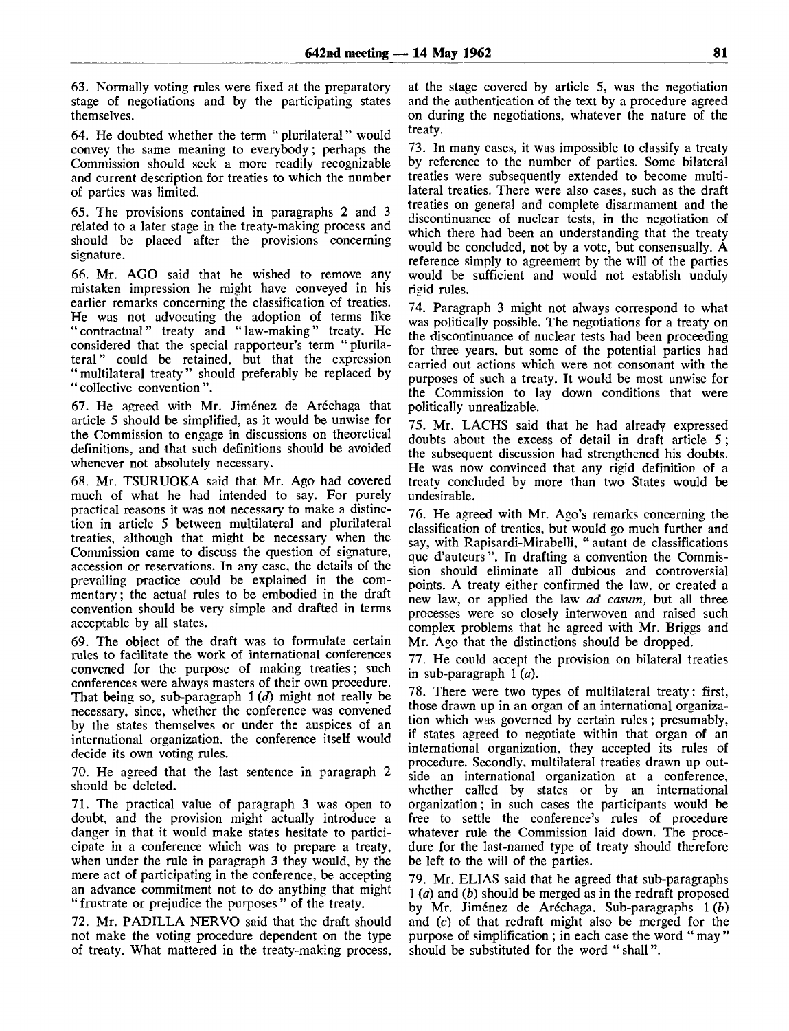63. Normally voting rules were fixed at the preparatory stage of negotiations and by the participating states themselves.

64. He doubted whether the term "plurilateral" would convey the same meaning to everybody; perhaps the Commission should seek a more readily recognizable and current description for treaties to which the number of parties was limited.

65. The provisions contained in paragraphs 2 and 3 related to a later stage in the treaty-making process and should be placed after the provisions concerning signature.

66. Mr. AGO said that he wished to remove any mistaken impression he might have conveyed in his earlier remarks concerning the classification of treaties. He was not advocating the adoption of terms like "contractual" treaty and "law-making" treaty. He considered that the special rapporteur's term "plurilateral" could be retained, but that the expression "multilateral treaty" should preferably be replaced by "collective convention".

67. He agreed with Mr. Jiménez de Aréchaga that article 5 should be simplified, as it would be unwise for the Commission to engage in discussions on theoretical definitions, and that such definitions should be avoided whenever not absolutely necessary.

68. Mr. TSURUOKA said that Mr. Ago had covered much of what he had intended to say. For purely practical reasons it was not necessary to make a distinction in article 5 between multilateral and plurilateral treaties, although that might be necessary when the Commission came to discuss the question of signature, accession or reservations. In any case, the details of the prevailing practice could be explained in the commentary; the actual rules to be embodied in the draft convention should be very simple and drafted in terms acceptable by all states.

69. The object of the draft was to formulate certain rules to facilitate the work of international conferences convened for the purpose of making treaties; such conferences were always masters of their own procedure. That being so, sub-paragraph 1 (*d*) might not really be necessary, since, whether the conference was convened by the states themselves or under the auspices of an international organization, the conference itself would decide its own voting rules.

70. He agreed that the last sentence in paragraph 2 should be deleted.

71. The practical value of paragraph 3 was open to doubt, and the provision might actually introduce a danger in that it would make states hesitate to participate in a conference which was to prepare a treaty, when under the rule in paragraph 3 they would, by the mere act of participating in the conference, be accepting an advance commitment not to do anything that might "frustrate or prejudice the purposes" of the treaty.

72. Mr. PADILLA NERVO said that the draft should not make the voting procedure dependent on the type of treaty. What mattered in the treaty-making process, at the stage covered by article 5, was the negotiation and the authentication of the text by a procedure agreed on during the negotiations, whatever the nature of the treaty.

73. In many cases, it was impossible to classify a treaty by reference to the number of parties. Some bilateral treaties were subsequently extended to become multilateral treaties. There were also cases, such as the draft treaties on general and complete disarmament and the discontinuance of nuclear tests, in the negotiation of which there had been an understanding that the treaty would be concluded, not by a vote, but consensually. A reference simply to agreement by the will of the parties would be sufficient and would not establish unduly rigid rules.

74. Paragraph 3 might not always correspond to what was politically possible. The negotiations for a treaty on the discontinuance of nuclear tests had been proceeding for three years, but some of the potential parties had carried out actions which were not consonant with the purposes of such a treaty. It would be most unwise for the Commission to lay down conditions that were politically unrealizable.

75. Mr. LACHS said that he had already expressed doubts about the excess of detail in draft article 5; the subsequent discussion had strengthened his doubts. He was now convinced that any rigid definition of a treaty concluded by more than two States would be undesirable.

76. He agreed with Mr. Ago's remarks concerning the classification of treaties, but would go much further and say, with Rapisardi-Mirabelli, "autant de classifications que d'auteurs". In drafting a convention the Commission should eliminate all dubious and controversial points. A treaty either confirmed the law, or created a new law, or applied the law *ad casum*, but all three processes were so closely interwoven and raised such complex problems that he agreed with Mr. Briggs and Mr. Ago that the distinctions should be dropped.

77. He could accept the provision on bilateral treaties in sub-paragraph 1 (*a*).

78. There were two types of multilateral treaty: first, those drawn up in an organ of an international organization which was governed by certain rules; presumably, if states agreed to negotiate within that organ of an international organization, they accepted its rules of procedure. Secondly, multilateral treaties drawn up outside an international organization at a conference, whether called by states or by an international organization; in such cases the participants would be free to settle the conference's rules of procedure whatever rule the Commission laid down. The procedure for the last-named type of treaty should therefore be left to the will of the parties.

79. Mr. ELIAS said that he agreed that sub-paragraphs 1 (*a*) and (*b*) should be merged as in the redraft proposed by Mr. Jiménez de Aréchaga. Sub-paragraphs 1 (*b*) and (*c*) of that redraft might also be merged for the purpose of simplification; in each case the word "may" should be substituted for the word "shall".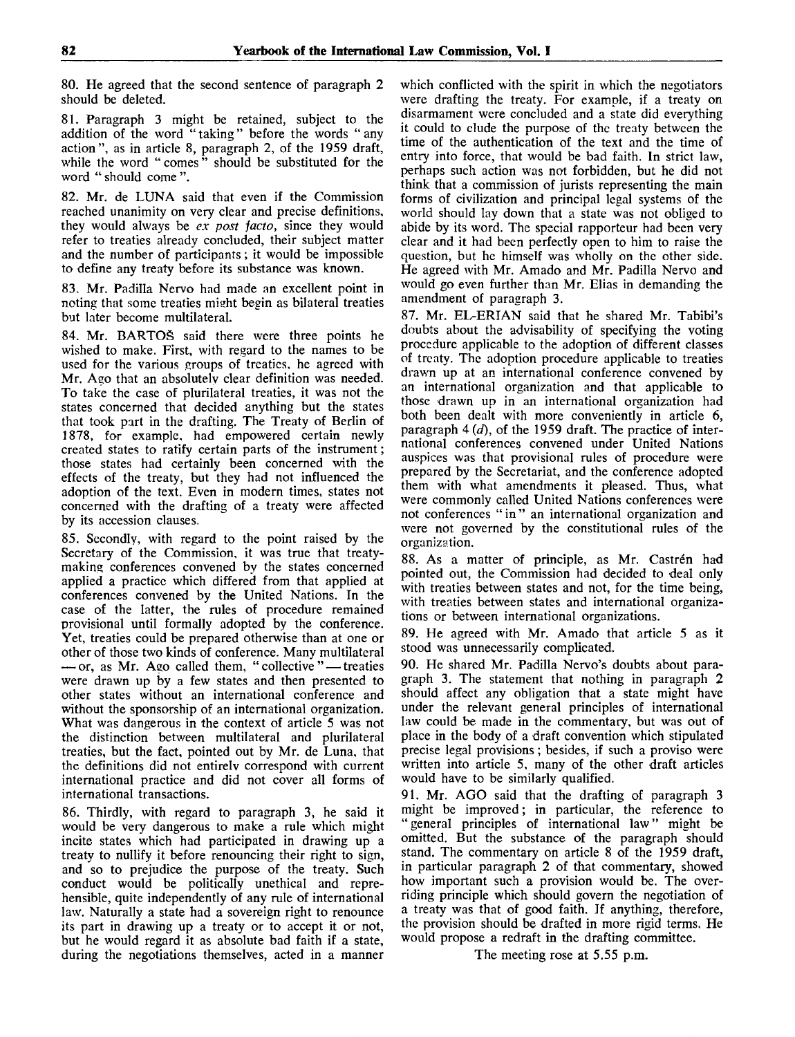80. He agreed that the second sentence of paragraph 2 should be deleted.

81. Paragraph 3 might be retained, subject to the addition of the word "taking" before the words "any action", as in article 8, paragraph 2, of the 1959 draft, while the word "comes" should be substituted for the word "should come".

82. Mr. de LUNA said that even if the Commission reached unanimity on very clear and precise definitions, they would always be *ex post facto*, since they would refer to treaties already concluded, their subject matter and the number of participants; it would be impossible to define any treaty before its substance was known.

83. Mr. Padilla Nervo had made an excellent point in noting that some treaties might begin as bilateral treaties but later become multilateral.

84. Mr. BARTOŠ said there were three points he wished to make. First, with regard to the names to be used for the various groups of treaties, he agreed with Mr. Ago that an absolutely clear definition was needed. To take the case of plurilateral treaties, it was not the states concerned that decided anything but the states that took part in the drafting. The Treaty of Berlin of 1878, for example, had empowered certain newly created states to ratify certain parts of the instrument; those states had certainly been concerned with the effects of the treaty, but they had not influenced the adoption of the text. Even in modern times, states not concerned with the drafting of a treaty were affected by its accession clauses.

85. Secondly, with regard to the point raised by the Secretary of the Commission, it was true that treaty-making conferences convened by the states concerned applied a practice which differed from that applied at conferences convened by the United Nations. In the case of the latter, the rules of procedure remained provisional until formally adopted by the conference. Yet, treaties could be prepared otherwise than at one or other of those two kinds of conference. Many multilateral — or, as Mr. Ago called them, "collective" — treaties were drawn up by a few states and then presented to other states without an international conference and without the sponsorship of an international organization. What was dangerous in the context of article 5 was not the distinction between multilateral and plurilateral treaties, but the fact, pointed out by Mr. de Luna, that the definitions did not entirely correspond with current international practice and did not cover all forms of international transactions.

86. Thirdly, with regard to paragraph 3, he said it would be very dangerous to make a rule which might incite states which had participated in drawing up a treaty to nullify it before renouncing their right to sign, and so to prejudice the purpose of the treaty. Such conduct would be politically unethical and reprehensible, quite independently of any rule of international law. Naturally a state had a sovereign right to renounce its part in drawing up a treaty or to accept it or not, but he would regard it as absolute bad faith if a state, during the negotiations themselves, acted in a manner which conflicted with the spirit in which the negotiators were drafting the treaty. For example, if a treaty on disarmament were concluded and a state did everything it could to elude the purpose of the treaty between the time of the authentication of the text and the time of entry into force, that would be bad faith. In strict law, perhaps such action was not forbidden, but he did not think that a commission of jurists representing the main forms of civilization and principal legal systems of the world should lay down that a state was not obliged to abide by its word. The special rapporteur had been very clear and it had been perfectly open to him to raise the question, but he himself was wholly on the other side. He agreed with Mr. Amado and Mr. Padilla Nervo and would go even further than Mr. Elias in demanding the amendment of paragraph 3.

87. Mr. EL-ERIAN said that he shared Mr. Tabibi's doubts about the advisability of specifying the voting procedure applicable to the adoption of different classes of treaty. The adoption procedure applicable to treaties drawn up at an international conference convened by an international organization and that applicable to those drawn up in an international organization had both been dealt with more conveniently in article 6, paragraph 4 (*d*), of the 1959 draft. The practice of international conferences convened under United Nations auspices was that provisional rules of procedure were prepared by the Secretariat, and the conference adopted them with what amendments it pleased. Thus, what were commonly called United Nations conferences were not conferences "in" an international organization and were not governed by the constitutional rules of the organization.

88. As a matter of principle, as Mr. Castrén had pointed out, the Commission had decided to deal only with treaties between states and not, for the time being, with treaties between states and international organizations or between international organizations.

89. He agreed with Mr. Amado that article 5 as it stood was unnecessarily complicated.

90. He shared Mr. Padilla Nervo's doubts about paragraph 3. The statement that nothing in paragraph 2 should affect any obligation that a state might have under the relevant general principles of international law could be made in the commentary, but was out of place in the body of a draft convention which stipulated precise legal provisions; besides, if such a proviso were written into article 5, many of the other draft articles would have to be similarly qualified.

91. Mr. AGO said that the drafting of paragraph 3 might be improved; in particular, the reference to "general principles of international law" might be omitted. But the substance of the paragraph should stand. The commentary on article 8 of the 1959 draft, in particular paragraph 2 of that commentary, showed how important such a provision would be. The overriding principle which should govern the negotiation of a treaty was that of good faith. If anything, therefore, the provision should be drafted in more rigid terms. He would propose a redraft in the drafting committee.

The meeting rose at 5.55 p.m.